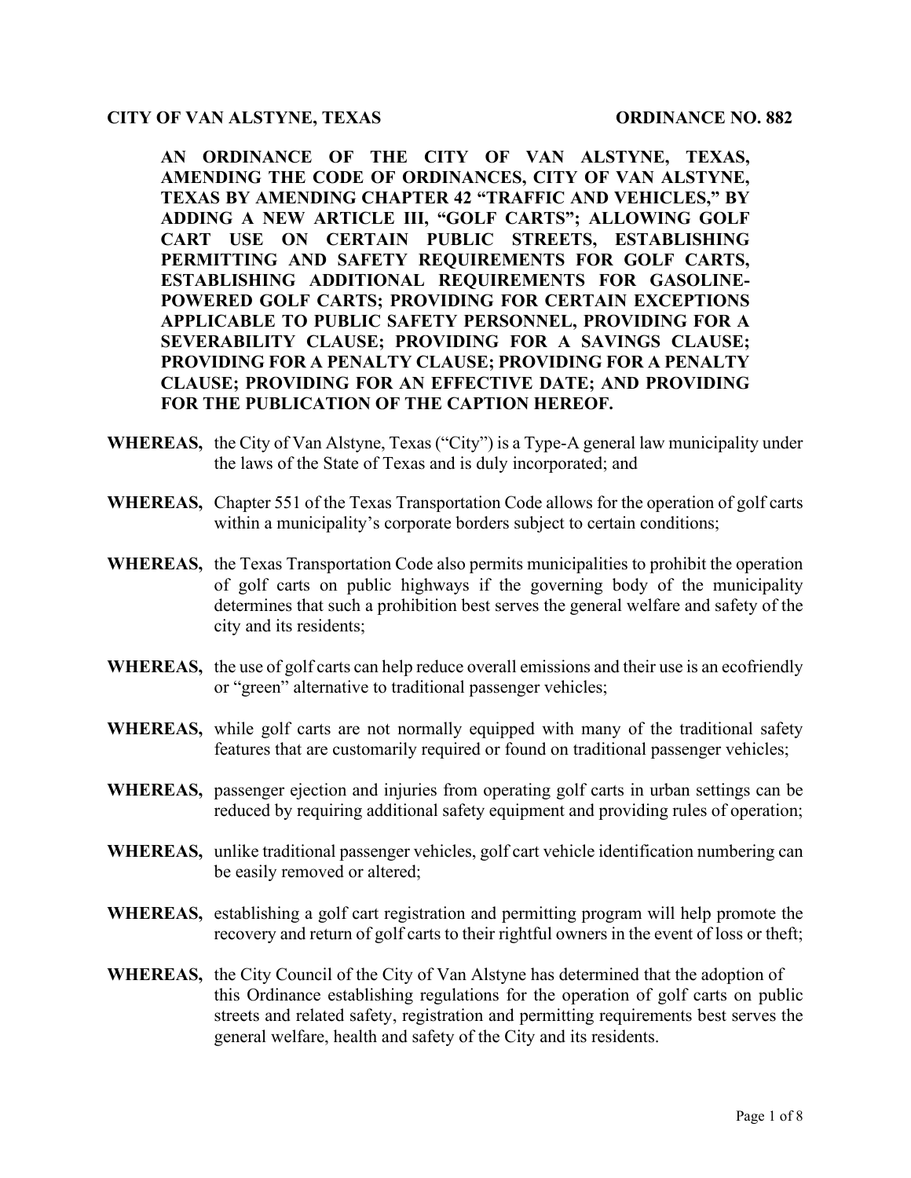**CITY OF VAN ALSTYNE, TEXAS** **ORDINANCE NO. 882**

**AN ORDINANCE OF THE CITY OF VAN ALSTYNE, TEXAS, AMENDING THE CODE OF ORDINANCES, CITY OF VAN ALSTYNE, TEXAS BY AMENDING CHAPTER 42 "TRAFFIC AND VEHICLES," BY ADDING A NEW ARTICLE III, "GOLF CARTS"; ALLOWING GOLF CART USE ON CERTAIN PUBLIC STREETS, ESTABLISHING PERMITTING AND SAFETY REQUIREMENTS FOR GOLF CARTS, ESTABLISHING ADDITIONAL REQUIREMENTS FOR GASOLINE-POWERED GOLF CARTS; PROVIDING FOR CERTAIN EXCEPTIONS APPLICABLE TO PUBLIC SAFETY PERSONNEL, PROVIDING FOR A SEVERABILITY CLAUSE; PROVIDING FOR A SAVINGS CLAUSE; PROVIDING FOR A PENALTY CLAUSE; PROVIDING FOR A PENALTY CLAUSE; PROVIDING FOR AN EFFECTIVE DATE; AND PROVIDING FOR THE PUBLICATION OF THE CAPTION HEREOF.**

**WHEREAS,** the City of Van Alstyne, Texas ("City") is a Type-A general law municipality under the laws of the State of Texas and is duly incorporated; and

**WHEREAS,** Chapter 551 of the Texas Transportation Code allows for the operation of golf carts within a municipality's corporate borders subject to certain conditions;

**WHEREAS,** the Texas Transportation Code also permits municipalities to prohibit the operation of golf carts on public highways if the governing body of the municipality determines that such a prohibition best serves the general welfare and safety of the city and its residents;

**WHEREAS,** the use of golf carts can help reduce overall emissions and their use is an ecofriendly or "green" alternative to traditional passenger vehicles;

**WHEREAS,** while golf carts are not normally equipped with many of the traditional safety features that are customarily required or found on traditional passenger vehicles;

**WHEREAS,** passenger ejection and injuries from operating golf carts in urban settings can be reduced by requiring additional safety equipment and providing rules of operation;

**WHEREAS,** unlike traditional passenger vehicles, golf cart vehicle identification numbering can be easily removed or altered;

**WHEREAS,** establishing a golf cart registration and permitting program will help promote the recovery and return of golf carts to their rightful owners in the event of loss or theft;

**WHEREAS,** the City Council of the City of Van Alstyne has determined that the adoption of this Ordinance establishing regulations for the operation of golf carts on public streets and related safety, registration and permitting requirements best serves the general welfare, health and safety of the City and its residents.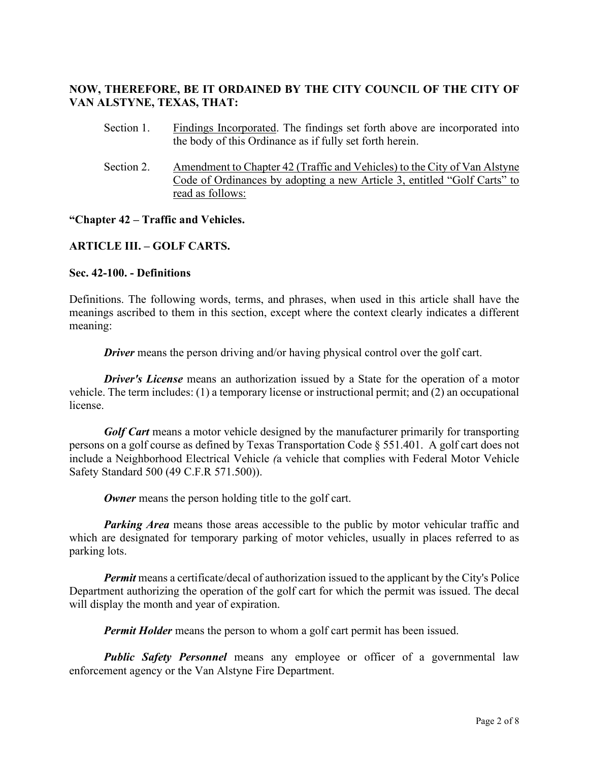**NOW, THEREFORE, BE IT ORDAINED BY THE CITY COUNCIL OF THE CITY OF VAN ALSTYNE, TEXAS, THAT:**

Section 1. Findings Incorporated. The findings set forth above are incorporated into the body of this Ordinance as if fully set forth herein.

Section 2. Amendment to Chapter 42 (Traffic and Vehicles) to the City of Van Alstyne Code of Ordinances by adopting a new Article 3, entitled "Golf Carts" to read as follows:

**"Chapter 42 – Traffic and Vehicles.**

**ARTICLE III. – GOLF CARTS.**

**Sec. 42-100. - Definitions**

Definitions. The following words, terms, and phrases, when used in this article shall have the meanings ascribed to them in this section, except where the context clearly indicates a different meaning:

***Driver*** means the person driving and/or having physical control over the golf cart.

***Driver's License*** means an authorization issued by a State for the operation of a motor vehicle. The term includes: (1) a temporary license or instructional permit; and (2) an occupational license.

***Golf Cart*** means a motor vehicle designed by the manufacturer primarily for transporting persons on a golf course as defined by Texas Transportation Code § 551.401. A golf cart does not include a Neighborhood Electrical Vehicle (a vehicle that complies with Federal Motor Vehicle Safety Standard 500 (49 C.F.R 571.500)).

***Owner*** means the person holding title to the golf cart.

***Parking Area*** means those areas accessible to the public by motor vehicular traffic and which are designated for temporary parking of motor vehicles, usually in places referred to as parking lots.

***Permit*** means a certificate/decal of authorization issued to the applicant by the City's Police Department authorizing the operation of the golf cart for which the permit was issued. The decal will display the month and year of expiration.

***Permit Holder*** means the person to whom a golf cart permit has been issued.

***Public Safety Personnel*** means any employee or officer of a governmental law enforcement agency or the Van Alstyne Fire Department.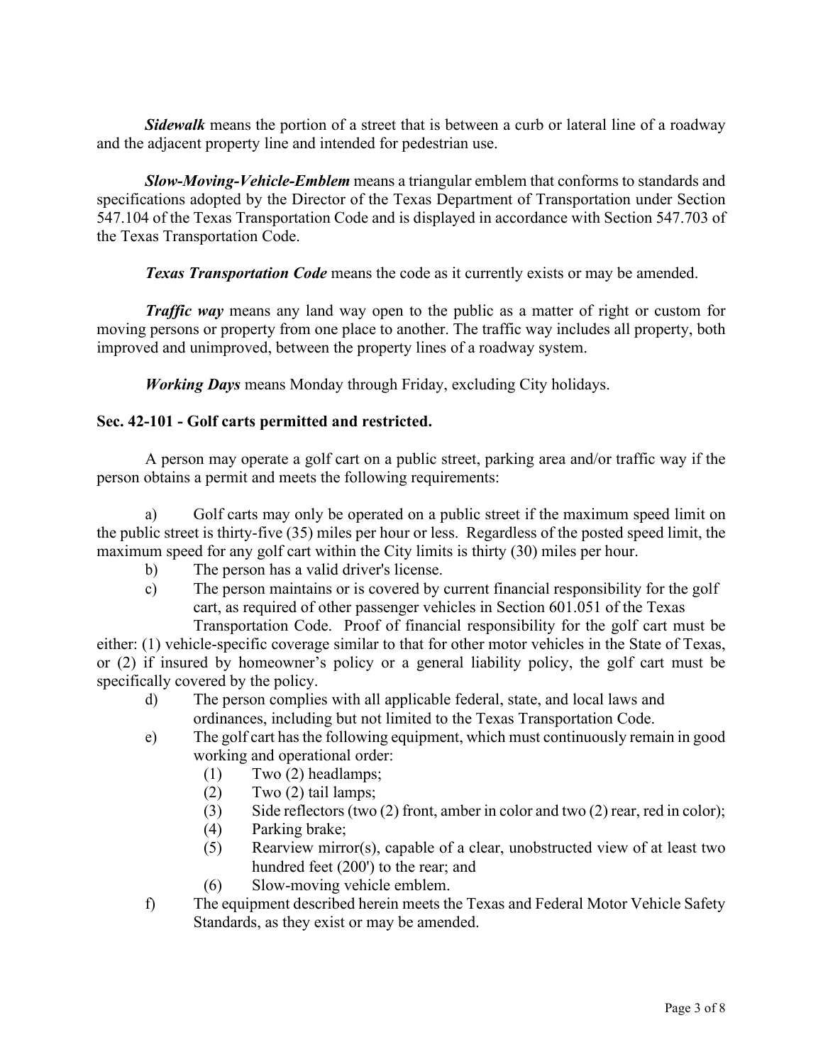***Sidewalk*** means the portion of a street that is between a curb or lateral line of a roadway and the adjacent property line and intended for pedestrian use.

***Slow-Moving-Vehicle-Emblem*** means a triangular emblem that conforms to standards and specifications adopted by the Director of the Texas Department of Transportation under Section 547.104 of the Texas Transportation Code and is displayed in accordance with Section 547.703 of the Texas Transportation Code.

***Texas Transportation Code*** means the code as it currently exists or may be amended.

***Traffic way*** means any land way open to the public as a matter of right or custom for moving persons or property from one place to another. The traffic way includes all property, both improved and unimproved, between the property lines of a roadway system.

***Working Days*** means Monday through Friday, excluding City holidays.

**Sec. 42-101 - Golf carts permitted and restricted.**

A person may operate a golf cart on a public street, parking area and/or traffic way if the person obtains a permit and meets the following requirements:

a) Golf carts may only be operated on a public street if the maximum speed limit on the public street is thirty-five (35) miles per hour or less. Regardless of the posted speed limit, the maximum speed for any golf cart within the City limits is thirty (30) miles per hour.

b) The person has a valid driver's license.

c) The person maintains or is covered by current financial responsibility for the golf cart, as required of other passenger vehicles in Section 601.051 of the Texas Transportation Code. Proof of financial responsibility for the golf cart must be either: (1) vehicle-specific coverage similar to that for other motor vehicles in the State of Texas, or (2) if insured by homeowner's policy or a general liability policy, the golf cart must be specifically covered by the policy.

d) The person complies with all applicable federal, state, and local laws and ordinances, including but not limited to the Texas Transportation Code.

e) The golf cart has the following equipment, which must continuously remain in good working and operational order:
   1. Two (2) headlamps;
   2. Two (2) tail lamps;
   3. Side reflectors (two (2) front, amber in color and two (2) rear, red in color);
   4. Parking brake;
   5. Rearview mirror(s), capable of a clear, unobstructed view of at least two hundred feet (200') to the rear; and
   6. Slow-moving vehicle emblem.

f) The equipment described herein meets the Texas and Federal Motor Vehicle Safety Standards, as they exist or may be amended.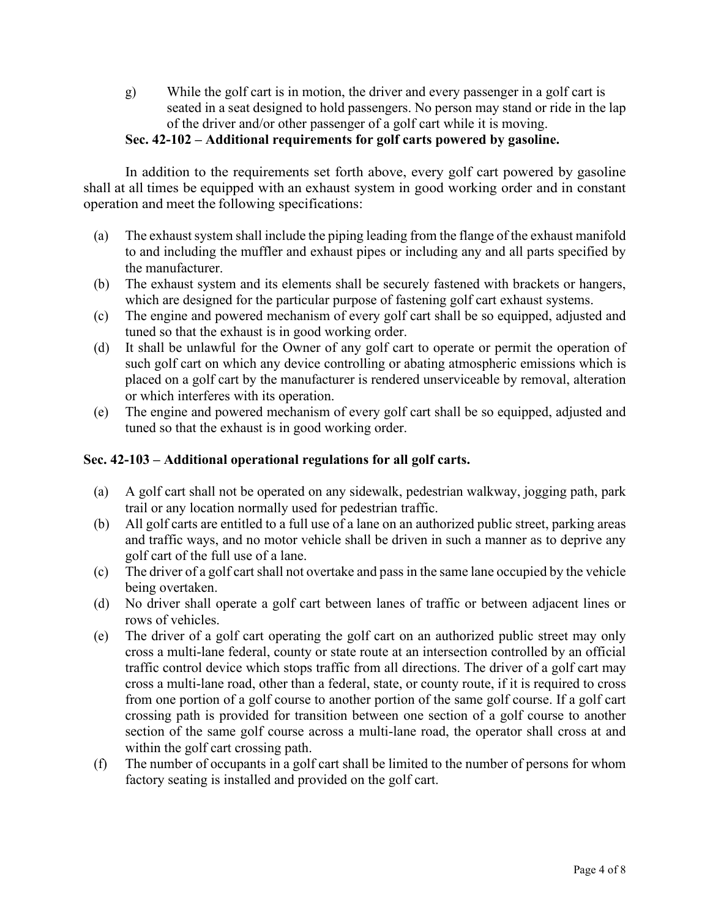g) While the golf cart is in motion, the driver and every passenger in a golf cart is seated in a seat designed to hold passengers. No person may stand or ride in the lap of the driver and/or other passenger of a golf cart while it is moving.

**Sec. 42-102 – Additional requirements for golf carts powered by gasoline.**

In addition to the requirements set forth above, every golf cart powered by gasoline shall at all times be equipped with an exhaust system in good working order and in constant operation and meet the following specifications:

(a) The exhaust system shall include the piping leading from the flange of the exhaust manifold to and including the muffler and exhaust pipes or including any and all parts specified by the manufacturer.

(b) The exhaust system and its elements shall be securely fastened with brackets or hangers, which are designed for the particular purpose of fastening golf cart exhaust systems.

(c) The engine and powered mechanism of every golf cart shall be so equipped, adjusted and tuned so that the exhaust is in good working order.

(d) It shall be unlawful for the Owner of any golf cart to operate or permit the operation of such golf cart on which any device controlling or abating atmospheric emissions which is placed on a golf cart by the manufacturer is rendered unserviceable by removal, alteration or which interferes with its operation.

(e) The engine and powered mechanism of every golf cart shall be so equipped, adjusted and tuned so that the exhaust is in good working order.

**Sec. 42-103 – Additional operational regulations for all golf carts.**

(a) A golf cart shall not be operated on any sidewalk, pedestrian walkway, jogging path, park trail or any location normally used for pedestrian traffic.

(b) All golf carts are entitled to a full use of a lane on an authorized public street, parking areas and traffic ways, and no motor vehicle shall be driven in such a manner as to deprive any golf cart of the full use of a lane.

(c) The driver of a golf cart shall not overtake and pass in the same lane occupied by the vehicle being overtaken.

(d) No driver shall operate a golf cart between lanes of traffic or between adjacent lines or rows of vehicles.

(e) The driver of a golf cart operating the golf cart on an authorized public street may only cross a multi-lane federal, county or state route at an intersection controlled by an official traffic control device which stops traffic from all directions. The driver of a golf cart may cross a multi-lane road, other than a federal, state, or county route, if it is required to cross from one portion of a golf course to another portion of the same golf course. If a golf cart crossing path is provided for transition between one section of a golf course to another section of the same golf course across a multi-lane road, the operator shall cross at and within the golf cart crossing path.

(f) The number of occupants in a golf cart shall be limited to the number of persons for whom factory seating is installed and provided on the golf cart.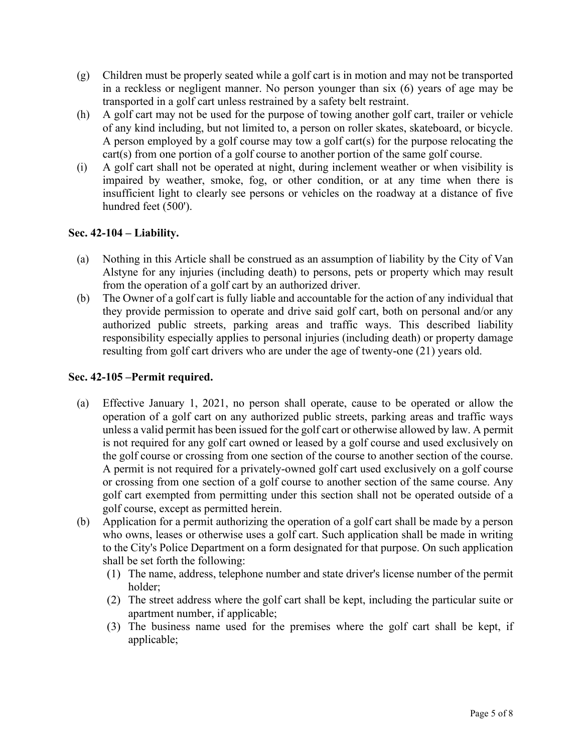(g) Children must be properly seated while a golf cart is in motion and may not be transported in a reckless or negligent manner. No person younger than six (6) years of age may be transported in a golf cart unless restrained by a safety belt restraint.

(h) A golf cart may not be used for the purpose of towing another golf cart, trailer or vehicle of any kind including, but not limited to, a person on roller skates, skateboard, or bicycle. A person employed by a golf course may tow a golf cart(s) for the purpose relocating the cart(s) from one portion of a golf course to another portion of the same golf course.

(i) A golf cart shall not be operated at night, during inclement weather or when visibility is impaired by weather, smoke, fog, or other condition, or at any time when there is insufficient light to clearly see persons or vehicles on the roadway at a distance of five hundred feet (500').

**Sec. 42-104 – Liability.**

(a) Nothing in this Article shall be construed as an assumption of liability by the City of Van Alstyne for any injuries (including death) to persons, pets or property which may result from the operation of a golf cart by an authorized driver.

(b) The Owner of a golf cart is fully liable and accountable for the action of any individual that they provide permission to operate and drive said golf cart, both on personal and/or any authorized public streets, parking areas and traffic ways. This described liability responsibility especially applies to personal injuries (including death) or property damage resulting from golf cart drivers who are under the age of twenty-one (21) years old.

**Sec. 42-105 –Permit required.**

(a) Effective January 1, 2021, no person shall operate, cause to be operated or allow the operation of a golf cart on any authorized public streets, parking areas and traffic ways unless a valid permit has been issued for the golf cart or otherwise allowed by law. A permit is not required for any golf cart owned or leased by a golf course and used exclusively on the golf course or crossing from one section of the course to another section of the course. A permit is not required for a privately-owned golf cart used exclusively on a golf course or crossing from one section of a golf course to another section of the same course. Any golf cart exempted from permitting under this section shall not be operated outside of a golf course, except as permitted herein.

(b) Application for a permit authorizing the operation of a golf cart shall be made by a person who owns, leases or otherwise uses a golf cart. Such application shall be made in writing to the City's Police Department on a form designated for that purpose. On such application shall be set forth the following:

  (1) The name, address, telephone number and state driver's license number of the permit holder;

  (2) The street address where the golf cart shall be kept, including the particular suite or apartment number, if applicable;

  (3) The business name used for the premises where the golf cart shall be kept, if applicable;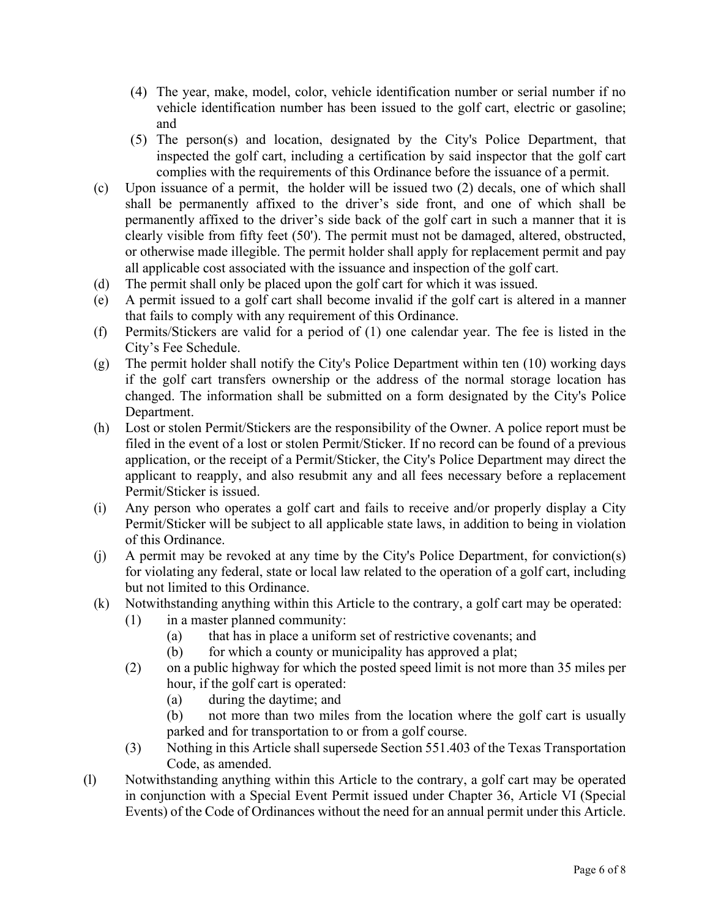(4) The year, make, model, color, vehicle identification number or serial number if no vehicle identification number has been issued to the golf cart, electric or gasoline; and

(5) The person(s) and location, designated by the City's Police Department, that inspected the golf cart, including a certification by said inspector that the golf cart complies with the requirements of this Ordinance before the issuance of a permit.

(c) Upon issuance of a permit, the holder will be issued two (2) decals, one of which shall shall be permanently affixed to the driver's side front, and one of which shall be permanently affixed to the driver's side back of the golf cart in such a manner that it is clearly visible from fifty feet (50'). The permit must not be damaged, altered, obstructed, or otherwise made illegible. The permit holder shall apply for replacement permit and pay all applicable cost associated with the issuance and inspection of the golf cart.

(d) The permit shall only be placed upon the golf cart for which it was issued.

(e) A permit issued to a golf cart shall become invalid if the golf cart is altered in a manner that fails to comply with any requirement of this Ordinance.

(f) Permits/Stickers are valid for a period of (1) one calendar year. The fee is listed in the City's Fee Schedule.

(g) The permit holder shall notify the City's Police Department within ten (10) working days if the golf cart transfers ownership or the address of the normal storage location has changed. The information shall be submitted on a form designated by the City's Police Department.

(h) Lost or stolen Permit/Stickers are the responsibility of the Owner. A police report must be filed in the event of a lost or stolen Permit/Sticker. If no record can be found of a previous application, or the receipt of a Permit/Sticker, the City's Police Department may direct the applicant to reapply, and also resubmit any and all fees necessary before a replacement Permit/Sticker is issued.

(i) Any person who operates a golf cart and fails to receive and/or properly display a City Permit/Sticker will be subject to all applicable state laws, in addition to being in violation of this Ordinance.

(j) A permit may be revoked at any time by the City's Police Department, for conviction(s) for violating any federal, state or local law related to the operation of a golf cart, including but not limited to this Ordinance.

(k) Notwithstanding anything within this Article to the contrary, a golf cart may be operated:

(1) in a master planned community:

(a) that has in place a uniform set of restrictive covenants; and

(b) for which a county or municipality has approved a plat;

(2) on a public highway for which the posted speed limit is not more than 35 miles per hour, if the golf cart is operated:

(a) during the daytime; and

(b) not more than two miles from the location where the golf cart is usually parked and for transportation to or from a golf course.

(3) Nothing in this Article shall supersede Section 551.403 of the Texas Transportation Code, as amended.

(l) Notwithstanding anything within this Article to the contrary, a golf cart may be operated in conjunction with a Special Event Permit issued under Chapter 36, Article VI (Special Events) of the Code of Ordinances without the need for an annual permit under this Article.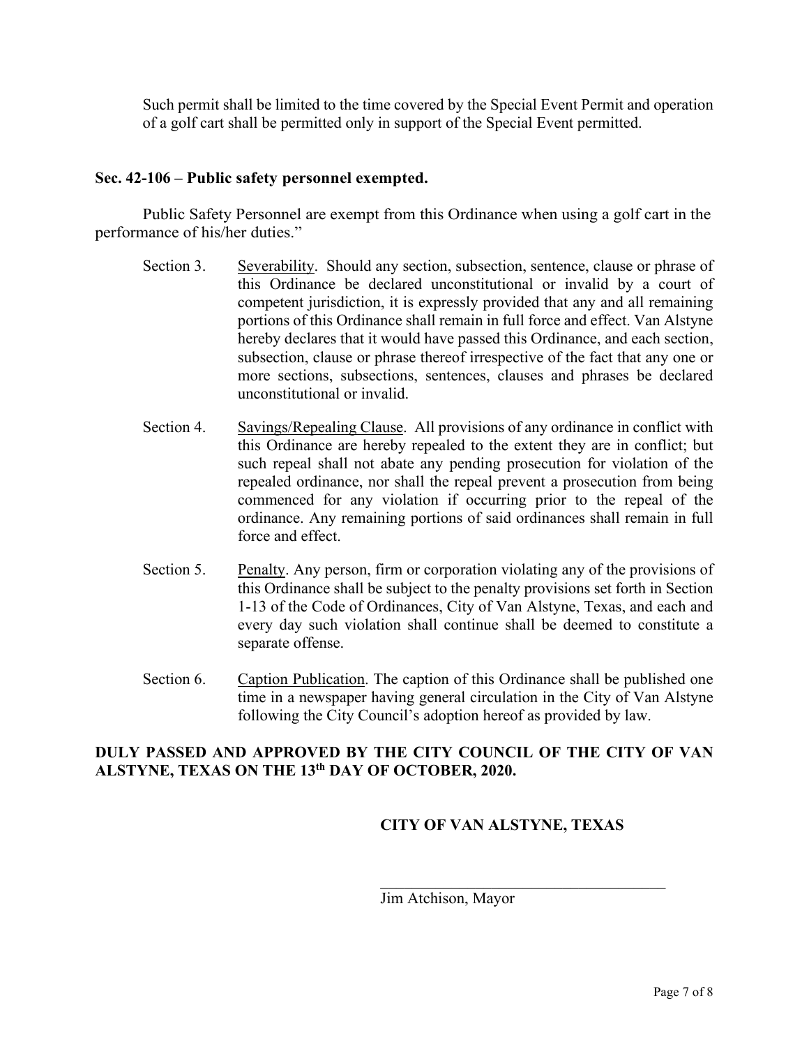Such permit shall be limited to the time covered by the Special Event Permit and operation of a golf cart shall be permitted only in support of the Special Event permitted.

### Sec. 42-106 – Public safety personnel exempted.

Public Safety Personnel are exempt from this Ordinance when using a golf cart in the performance of his/her duties."

Section 3. Severability. Should any section, subsection, sentence, clause or phrase of this Ordinance be declared unconstitutional or invalid by a court of competent jurisdiction, it is expressly provided that any and all remaining portions of this Ordinance shall remain in full force and effect. Van Alstyne hereby declares that it would have passed this Ordinance, and each section, subsection, clause or phrase thereof irrespective of the fact that any one or more sections, subsections, sentences, clauses and phrases be declared unconstitutional or invalid.

Section 4. Savings/Repealing Clause. All provisions of any ordinance in conflict with this Ordinance are hereby repealed to the extent they are in conflict; but such repeal shall not abate any pending prosecution for violation of the repealed ordinance, nor shall the repeal prevent a prosecution from being commenced for any violation if occurring prior to the repeal of the ordinance. Any remaining portions of said ordinances shall remain in full force and effect.

Section 5. Penalty. Any person, firm or corporation violating any of the provisions of this Ordinance shall be subject to the penalty provisions set forth in Section 1-13 of the Code of Ordinances, City of Van Alstyne, Texas, and each and every day such violation shall continue shall be deemed to constitute a separate offense.

Section 6. Caption Publication. The caption of this Ordinance shall be published one time in a newspaper having general circulation in the City of Van Alstyne following the City Council's adoption hereof as provided by law.

**DULY PASSED AND APPROVED BY THE CITY COUNCIL OF THE CITY OF VAN ALSTYNE, TEXAS ON THE 13th DAY OF OCTOBER, 2020.**

**CITY OF VAN ALSTYNE, TEXAS**

______________________________________

Jim Atchison, Mayor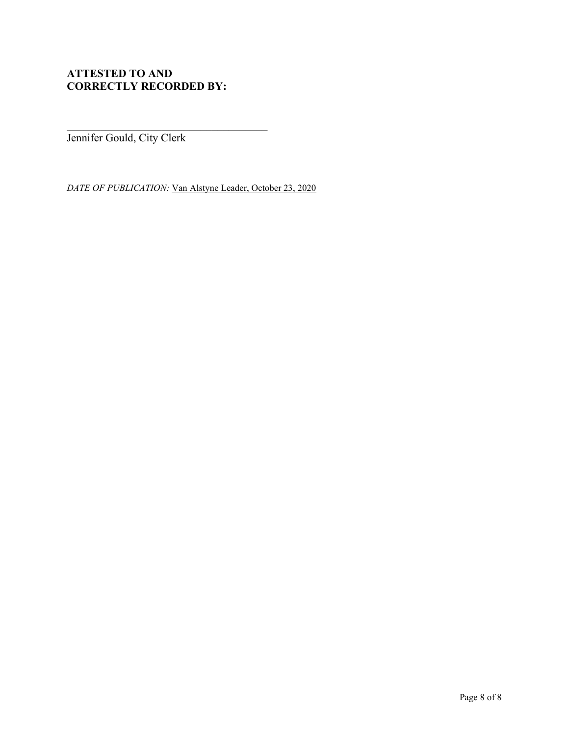**ATTESTED TO AND**
**CORRECTLY RECORDED BY:**

\_\_\_\_\_\_\_\_\_\_\_\_\_\_\_\_\_\_\_\_\_\_\_\_\_\_\_\_\_\_\_\_\_\_\_\_\_\_
Jennifer Gould, City Clerk

*DATE OF PUBLICATION:* Van Alstyne Leader, October 23, 2020